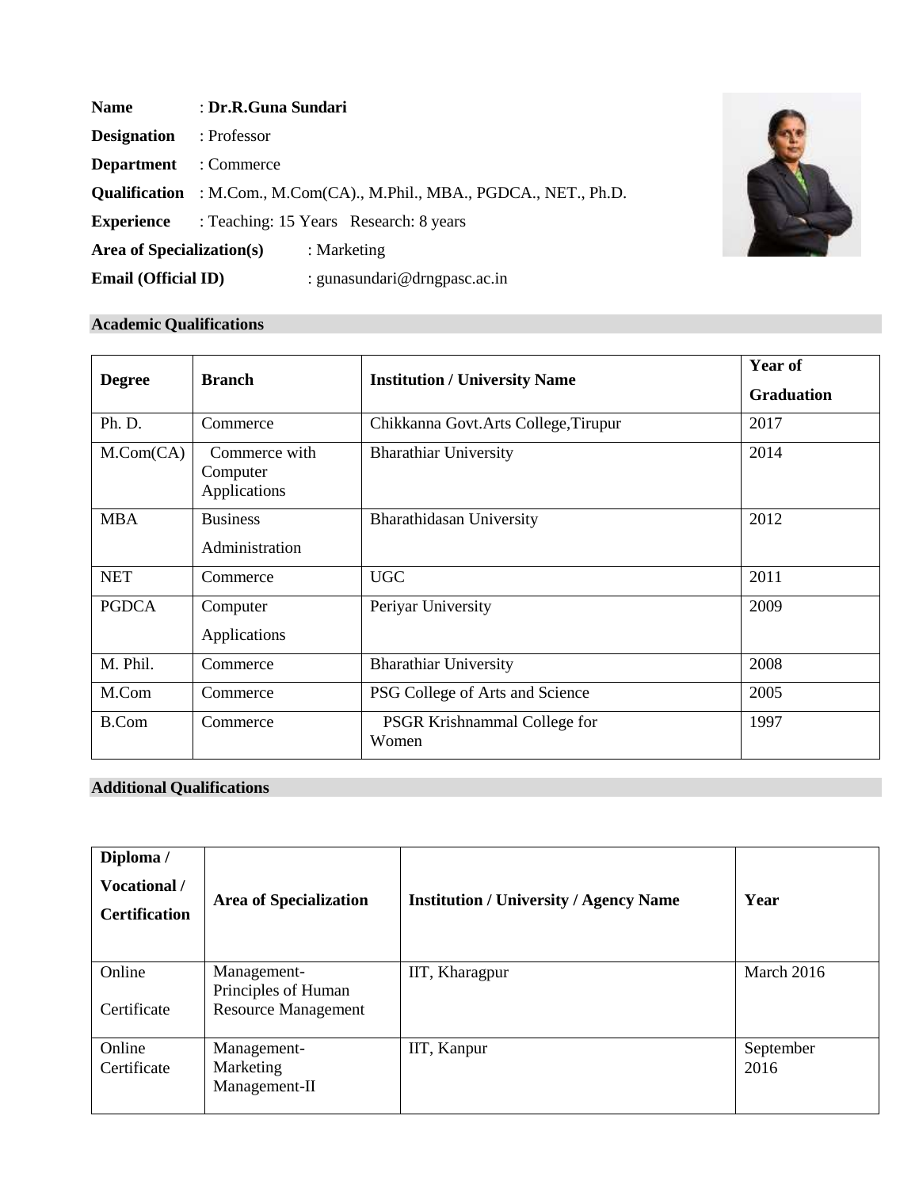**Name** : **Dr.R.Guna Sundari**

**Designation** : Professor

**Department** : Commerce

**Qualification** : M.Com., M.Com(CA)., M.Phil., MBA., PGDCA., NET., Ph.D.

**Experience** : Teaching: 15 Years Research: 8 years

**Area of Specialization(s)** : Marketing

**Email (Official ID)** : gunasundari@drngpasc.ac.in

## Academic Qualifications

| Degree | Branch | Institution / University Name | Year of Graduation |
|---|---|---|---|
| Ph. D. | Commerce | Chikkanna Govt.Arts College,Tirupur | 2017 |
| M.Com(CA) | Commerce with Computer Applications | Bharathiar University | 2014 |
| MBA | Business Administration | Bharathidasan University | 2012 |
| NET | Commerce | UGC | 2011 |
| PGDCA | Computer Applications | Periyar University | 2009 |
| M. Phil. | Commerce | Bharathiar University | 2008 |
| M.Com | Commerce | PSG College of Arts and Science | 2005 |
| B.Com | Commerce | PSGR Krishnammal College for Women | 1997 |

## Additional Qualifications

| Diploma / Vocational / Certification | Area of Specialization | Institution / University / Agency Name | Year |
|---|---|---|---|
| Online Certificate | Management- Principles of Human Resource Management | IIT, Kharagpur | March 2016 |
| Online Certificate | Management- Marketing Management-II | IIT, Kanpur | September 2016 |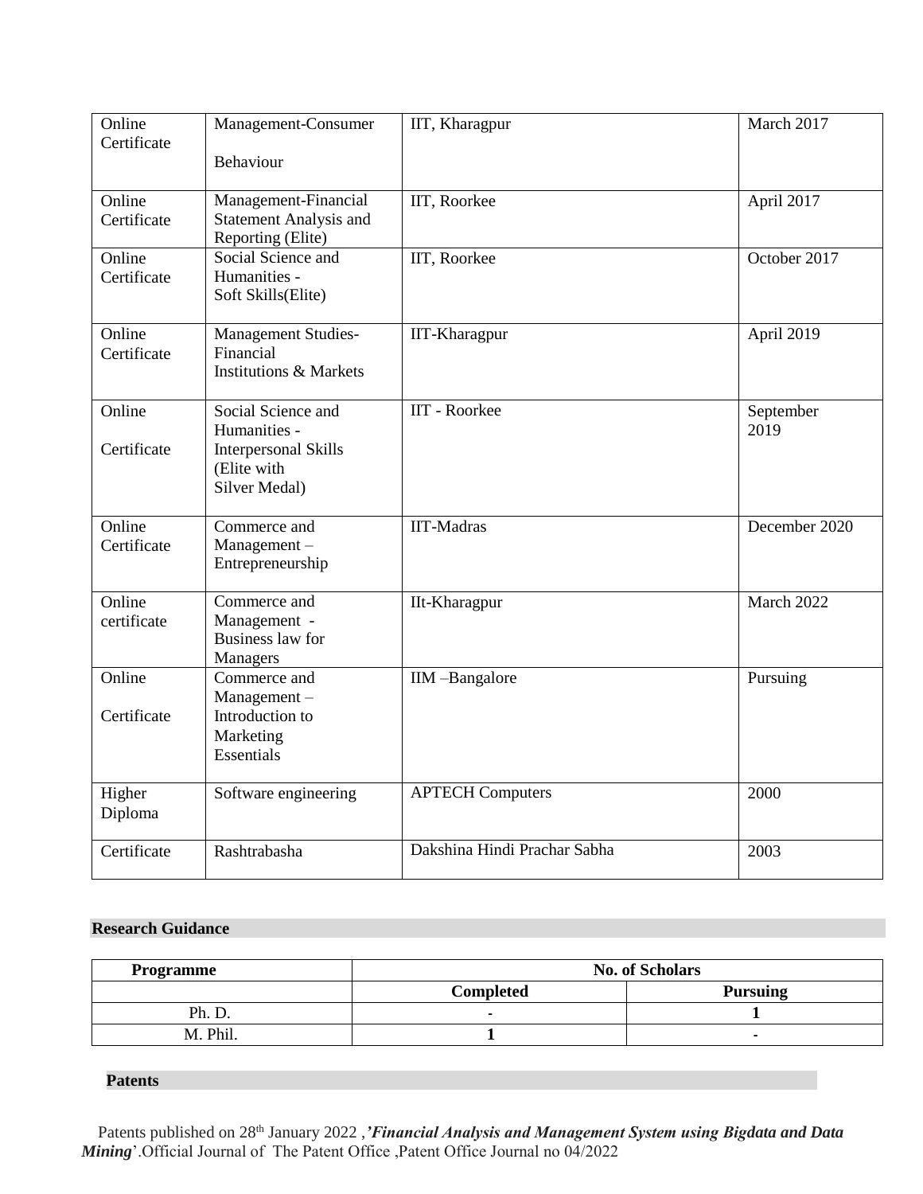| Online Certificate | Management-Consumer Behaviour | IIT, Kharagpur | March 2017 |
|---|---|---|---|
| Online Certificate | Management-Financial Statement Analysis and Reporting (Elite) | IIT, Roorkee | April 2017 |
| Online Certificate | Social Science and Humanities - Soft Skills(Elite) | IIT, Roorkee | October 2017 |
| Online Certificate | Management Studies- Financial Institutions & Markets | IIT-Kharagpur | April 2019 |
| Online Certificate | Social Science and Humanities - Interpersonal Skills (Elite with Silver Medal) | IIT - Roorkee | September 2019 |
| Online Certificate | Commerce and Management – Entrepreneurship | IIT-Madras | December 2020 |
| Online certificate | Commerce and Management - Business law for Managers | IIt-Kharagpur | March 2022 |
| Online Certificate | Commerce and Management – Introduction to Marketing Essentials | IIM –Bangalore | Pursuing |
| Higher Diploma | Software engineering | APTECH Computers | 2000 |
| Certificate | Rashtrabasha | Dakshina Hindi Prachar Sabha | 2003 |

**Research Guidance**

| Programme | No. of Scholars | |
|---|---|---|
| | **Completed** | **Pursuing** |
| Ph. D. | - | **1** |
| M. Phil. | **1** | - |

**Patents**

Patents published on 28th January 2022 ,***'Financial Analysis and Management System using Bigdata and Data Mining***'.Official Journal of The Patent Office ,Patent Office Journal no 04/2022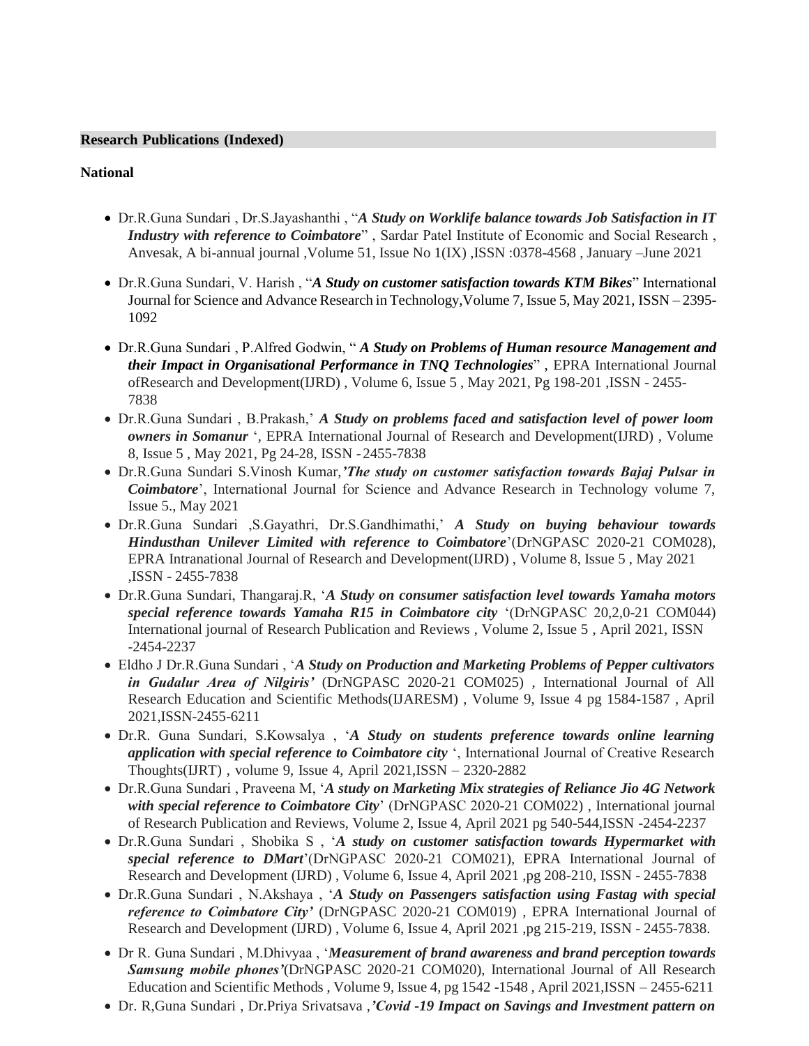**Research Publications (Indexed)**

**National**

- Dr.R.Guna Sundari , Dr.S.Jayashanthi , "***A Study on Worklife balance towards Job Satisfaction in IT Industry with reference to Coimbatore***" , Sardar Patel Institute of Economic and Social Research , Anvesak, A bi-annual journal ,Volume 51, Issue No 1(IX) ,ISSN :0378-4568 , January –June 2021
- Dr.R.Guna Sundari, V. Harish , "***A Study on customer satisfaction towards KTM Bikes***" International Journal for Science and Advance Research in Technology,Volume 7, Issue 5, May 2021, ISSN – 2395-1092
- Dr.R.Guna Sundari , P.Alfred Godwin, " ***A Study on Problems of Human resource Management and their Impact in Organisational Performance in TNQ Technologies***" , EPRA International Journal ofResearch and Development(IJRD) , Volume 6, Issue 5 , May 2021, Pg 198-201 ,ISSN - 2455-7838
- Dr.R.Guna Sundari , B.Prakash,' ***A Study on problems faced and satisfaction level of power loom owners in Somanur*** ', EPRA International Journal of Research and Development(IJRD) , Volume 8, Issue 5 , May 2021, Pg 24-28, ISSN - 2455-7838
- Dr.R.Guna Sundari S.Vinosh Kumar,***'The study on customer satisfaction towards Bajaj Pulsar in Coimbatore***', International Journal for Science and Advance Research in Technology volume 7, Issue 5., May 2021
- Dr.R.Guna Sundari ,S.Gayathri, Dr.S.Gandhimathi,' ***A Study on buying behaviour towards Hindusthan Unilever Limited with reference to Coimbatore***'(DrNGPASC 2020-21 COM028), EPRA Intranational Journal of Research and Development(IJRD) , Volume 8, Issue 5 , May 2021 ,ISSN - 2455-7838
- Dr.R.Guna Sundari, Thangaraj.R, '***A Study on consumer satisfaction level towards Yamaha motors special reference towards Yamaha R15 in Coimbatore city*** '(DrNGPASC 20,2,0-21 COM044) International journal of Research Publication and Reviews , Volume 2, Issue 5 , April 2021, ISSN -2454-2237
- Eldho J Dr.R.Guna Sundari , '***A Study on Production and Marketing Problems of Pepper cultivators in Gudalur Area of Nilgiris'*** (DrNGPASC 2020-21 COM025) , International Journal of All Research Education and Scientific Methods(IJARESM) , Volume 9, Issue 4 pg 1584-1587 , April 2021,ISSN-2455-6211
- Dr.R. Guna Sundari, S.Kowsalya , '***A Study on students preference towards online learning application with special reference to Coimbatore city*** ', International Journal of Creative Research Thoughts(IJRT) , volume 9, Issue 4, April 2021,ISSN – 2320-2882
- Dr.R.Guna Sundari , Praveena M, '***A study on Marketing Mix strategies of Reliance Jio 4G Network with special reference to Coimbatore City***' (DrNGPASC 2020-21 COM022) , International journal of Research Publication and Reviews, Volume 2, Issue 4, April 2021 pg 540-544,ISSN -2454-2237
- Dr.R.Guna Sundari , Shobika S , '***A study on customer satisfaction towards Hypermarket with special reference to DMart***'(DrNGPASC 2020-21 COM021), EPRA International Journal of Research and Development (IJRD) , Volume 6, Issue 4, April 2021 ,pg 208-210, ISSN - 2455-7838
- Dr.R.Guna Sundari , N.Akshaya , '***A Study on Passengers satisfaction using Fastag with special reference to Coimbatore City'*** (DrNGPASC 2020-21 COM019) , EPRA International Journal of Research and Development (IJRD) , Volume 6, Issue 4, April 2021 ,pg 215-219, ISSN - 2455-7838.
- Dr R. Guna Sundari , M.Dhivyaa , '***Measurement of brand awareness and brand perception towards Samsung mobile phones'***(DrNGPASC 2020-21 COM020), International Journal of All Research Education and Scientific Methods , Volume 9, Issue 4, pg 1542 -1548 , April 2021,ISSN – 2455-6211
- Dr. R,Guna Sundari , Dr.Priya Srivatsava ,***'Covid -19 Impact on Savings and Investment pattern on***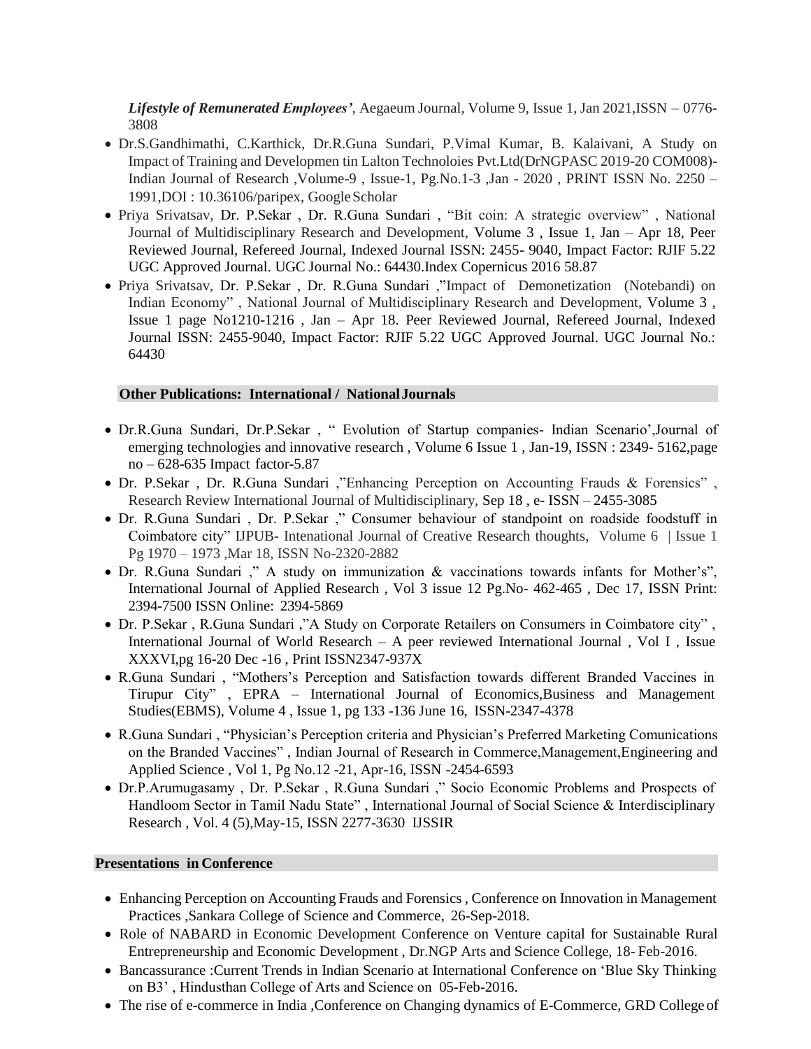*Lifestyle of Remunerated Employees'*, Aegaeum Journal, Volume 9, Issue 1, Jan 2021,ISSN – 0776-3808

- Dr.S.Gandhimathi, C.Karthick, Dr.R.Guna Sundari, P.Vimal Kumar, B. Kalaivani, A Study on Impact of Training and Developmen tin Lalton Technoloies Pvt.Ltd(DrNGPASC 2019-20 COM008)- Indian Journal of Research ,Volume-9 , Issue-1, Pg.No.1-3 ,Jan - 2020 , PRINT ISSN No. 2250 – 1991,DOI : 10.36106/paripex, Google Scholar
- Priya Srivatsav, Dr. P.Sekar , Dr. R.Guna Sundari , "Bit coin: A strategic overview" , National Journal of Multidisciplinary Research and Development, Volume 3 , Issue 1, Jan – Apr 18, Peer Reviewed Journal, Refereed Journal, Indexed Journal ISSN: 2455- 9040, Impact Factor: RJIF 5.22 UGC Approved Journal. UGC Journal No.: 64430.Index Copernicus 2016 58.87
- Priya Srivatsav, Dr. P.Sekar , Dr. R.Guna Sundari ,"Impact of Demonetization (Notebandi) on Indian Economy" , National Journal of Multidisciplinary Research and Development, Volume 3 , Issue 1 page No1210-1216 , Jan – Apr 18. Peer Reviewed Journal, Refereed Journal, Indexed Journal ISSN: 2455-9040, Impact Factor: RJIF 5.22 UGC Approved Journal. UGC Journal No.: 64430

## Other Publications: International / National Journals

- Dr.R.Guna Sundari, Dr.P.Sekar , " Evolution of Startup companies- Indian Scenario',Journal of emerging technologies and innovative research , Volume 6 Issue 1 , Jan-19, ISSN : 2349- 5162,page no – 628-635 Impact factor-5.87
- Dr. P.Sekar , Dr. R.Guna Sundari ,"Enhancing Perception on Accounting Frauds & Forensics" , Research Review International Journal of Multidisciplinary, Sep 18 , e- ISSN – 2455-3085
- Dr. R.Guna Sundari , Dr. P.Sekar ," Consumer behaviour of standpoint on roadside foodstuff in Coimbatore city" IJPUB- Intenational Journal of Creative Research thoughts, Volume 6 | Issue 1 Pg 1970 – 1973 ,Mar 18, ISSN No-2320-2882
- Dr. R.Guna Sundari ," A study on immunization & vaccinations towards infants for Mother's", International Journal of Applied Research , Vol 3 issue 12 Pg.No- 462-465 , Dec 17, ISSN Print: 2394-7500 ISSN Online: 2394-5869
- Dr. P.Sekar , R.Guna Sundari ,"A Study on Corporate Retailers on Consumers in Coimbatore city" , International Journal of World Research – A peer reviewed International Journal , Vol I , Issue XXXVI,pg 16-20 Dec -16 , Print ISSN2347-937X
- R.Guna Sundari , "Mothers's Perception and Satisfaction towards different Branded Vaccines in Tirupur City" , EPRA – International Journal of Economics,Business and Management Studies(EBMS), Volume 4 , Issue 1, pg 133 -136 June 16, ISSN-2347-4378
- R.Guna Sundari , "Physician's Perception criteria and Physician's Preferred Marketing Comunications on the Branded Vaccines" , Indian Journal of Research in Commerce,Management,Engineering and Applied Science , Vol 1, Pg No.12 -21, Apr-16, ISSN -2454-6593
- Dr.P.Arumugasamy , Dr. P.Sekar , R.Guna Sundari ," Socio Economic Problems and Prospects of Handloom Sector in Tamil Nadu State" , International Journal of Social Science & Interdisciplinary Research , Vol. 4 (5),May-15, ISSN 2277-3630 IJSSIR

## Presentations in Conference

- Enhancing Perception on Accounting Frauds and Forensics , Conference on Innovation in Management Practices ,Sankara College of Science and Commerce, 26-Sep-2018.
- Role of NABARD in Economic Development Conference on Venture capital for Sustainable Rural Entrepreneurship and Economic Development , Dr.NGP Arts and Science College, 18- Feb-2016.
- Bancassurance :Current Trends in Indian Scenario at International Conference on 'Blue Sky Thinking on B3' , Hindusthan College of Arts and Science on 05-Feb-2016.
- The rise of e-commerce in India ,Conference on Changing dynamics of E-Commerce, GRD College of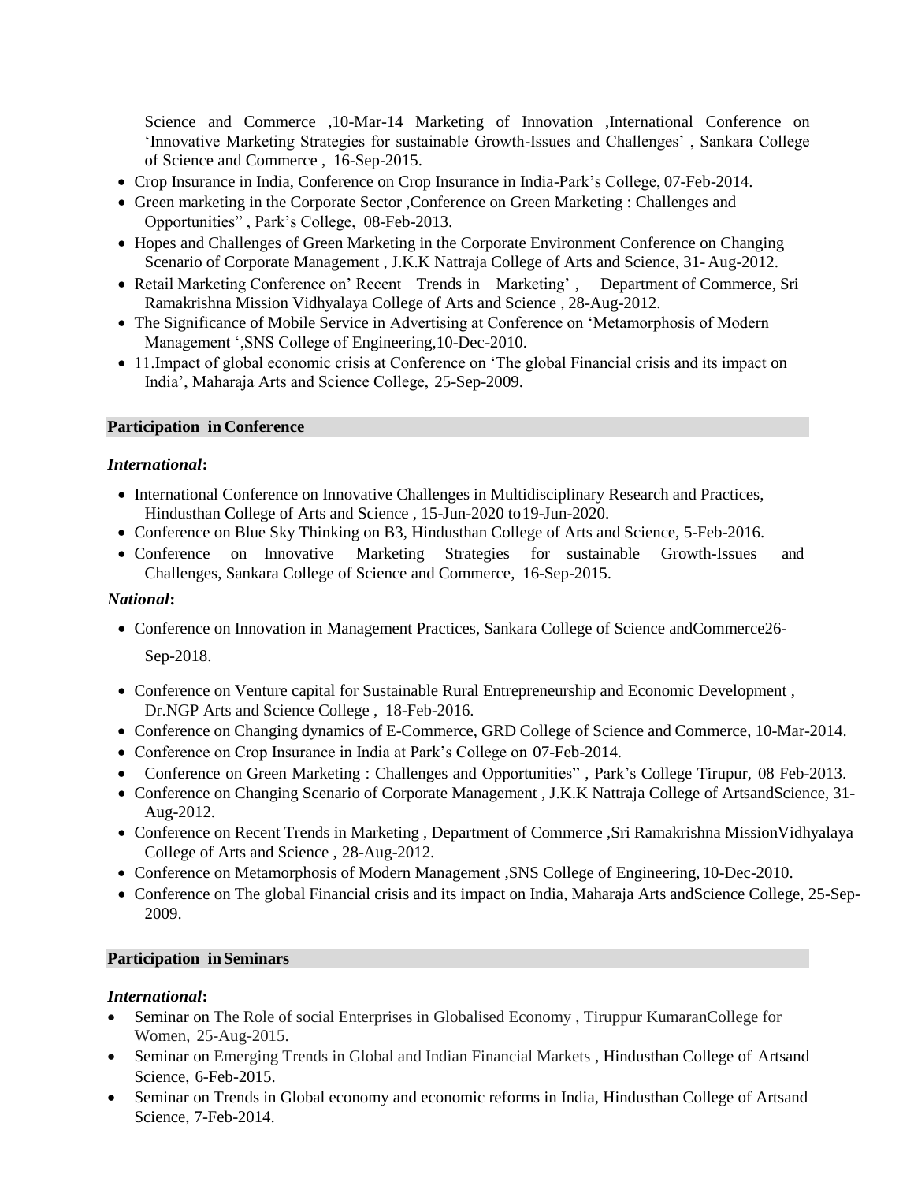Science and Commerce ,10-Mar-14 Marketing of Innovation ,International Conference on 'Innovative Marketing Strategies for sustainable Growth-Issues and Challenges' , Sankara College of Science and Commerce , 16-Sep-2015.

- Crop Insurance in India, Conference on Crop Insurance in India-Park's College, 07-Feb-2014.
- Green marketing in the Corporate Sector ,Conference on Green Marketing : Challenges and Opportunities" , Park's College, 08-Feb-2013.
- Hopes and Challenges of Green Marketing in the Corporate Environment Conference on Changing Scenario of Corporate Management , J.K.K Nattraja College of Arts and Science, 31- Aug-2012.
- Retail Marketing Conference on' Recent Trends in Marketing' , Department of Commerce, Sri Ramakrishna Mission Vidhyalaya College of Arts and Science , 28-Aug-2012.
- The Significance of Mobile Service in Advertising at Conference on 'Metamorphosis of Modern Management ',SNS College of Engineering,10-Dec-2010.
- 11.Impact of global economic crisis at Conference on 'The global Financial crisis and its impact on India', Maharaja Arts and Science College, 25-Sep-2009.

## Participation in Conference

***International*:**

- International Conference on Innovative Challenges in Multidisciplinary Research and Practices, Hindusthan College of Arts and Science , 15-Jun-2020 to19-Jun-2020.
- Conference on Blue Sky Thinking on B3, Hindusthan College of Arts and Science, 5-Feb-2016.
- Conference on Innovative Marketing Strategies for sustainable Growth-Issues and Challenges, Sankara College of Science and Commerce, 16-Sep-2015.

***National*:**

- Conference on Innovation in Management Practices, Sankara College of Science andCommerce26-Sep-2018.
- Conference on Venture capital for Sustainable Rural Entrepreneurship and Economic Development , Dr.NGP Arts and Science College , 18-Feb-2016.
- Conference on Changing dynamics of E-Commerce, GRD College of Science and Commerce, 10-Mar-2014.
- Conference on Crop Insurance in India at Park's College on 07-Feb-2014.
- Conference on Green Marketing : Challenges and Opportunities" , Park's College Tirupur, 08 Feb-2013.
- Conference on Changing Scenario of Corporate Management , J.K.K Nattraja College of ArtsandScience, 31-Aug-2012.
- Conference on Recent Trends in Marketing , Department of Commerce ,Sri Ramakrishna MissionVidhyalaya College of Arts and Science , 28-Aug-2012.
- Conference on Metamorphosis of Modern Management ,SNS College of Engineering, 10-Dec-2010.
- Conference on The global Financial crisis and its impact on India, Maharaja Arts andScience College, 25-Sep-2009.

## Participation in Seminars

***International*:**

- Seminar on The Role of social Enterprises in Globalised Economy , Tiruppur KumaranCollege for Women, 25-Aug-2015.
- Seminar on Emerging Trends in Global and Indian Financial Markets , Hindusthan College of Artsand Science, 6-Feb-2015.
- Seminar on Trends in Global economy and economic reforms in India, Hindusthan College of Artsand Science, 7-Feb-2014.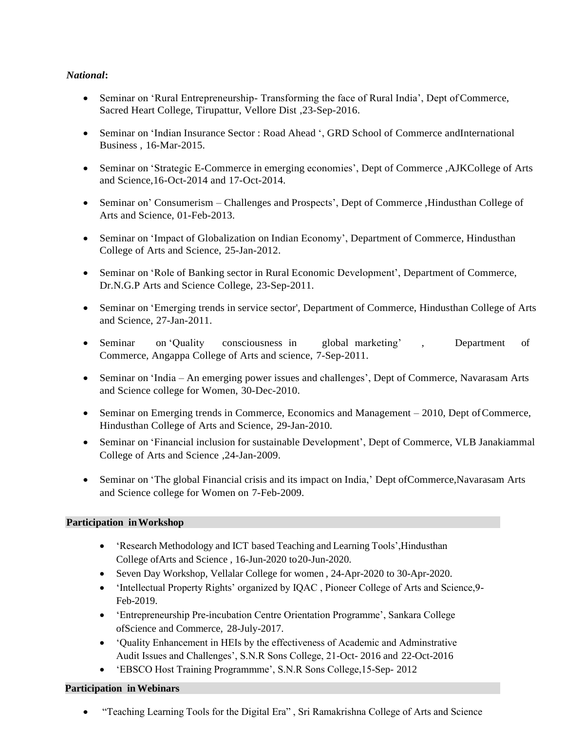***National*:**

- Seminar on 'Rural Entrepreneurship- Transforming the face of Rural India', Dept of Commerce, Sacred Heart College, Tirupattur, Vellore Dist ,23-Sep-2016.
- Seminar on 'Indian Insurance Sector : Road Ahead ', GRD School of Commerce andInternational Business , 16-Mar-2015.
- Seminar on 'Strategic E-Commerce in emerging economies', Dept of Commerce ,AJKCollege of Arts and Science,16-Oct-2014 and 17-Oct-2014.
- Seminar on' Consumerism – Challenges and Prospects', Dept of Commerce ,Hindusthan College of Arts and Science, 01-Feb-2013.
- Seminar on 'Impact of Globalization on Indian Economy', Department of Commerce, Hindusthan College of Arts and Science, 25-Jan-2012.
- Seminar on 'Role of Banking sector in Rural Economic Development', Department of Commerce, Dr.N.G.P Arts and Science College, 23-Sep-2011.
- Seminar on 'Emerging trends in service sector', Department of Commerce, Hindusthan College of Arts and Science, 27-Jan-2011.
- Seminar on 'Quality consciousness in global marketing' , Department of Commerce, Angappa College of Arts and science, 7-Sep-2011.
- Seminar on 'India – An emerging power issues and challenges', Dept of Commerce, Navarasam Arts and Science college for Women, 30-Dec-2010.
- Seminar on Emerging trends in Commerce, Economics and Management – 2010, Dept of Commerce, Hindusthan College of Arts and Science, 29-Jan-2010.
- Seminar on 'Financial inclusion for sustainable Development', Dept of Commerce, VLB Janakiammal College of Arts and Science ,24-Jan-2009.
- Seminar on 'The global Financial crisis and its impact on India,' Dept ofCommerce,Navarasam Arts and Science college for Women on 7-Feb-2009.

**Participation in Workshop**

- 'Research Methodology and ICT based Teaching and Learning Tools',Hindusthan College ofArts and Science , 16-Jun-2020 to20-Jun-2020.
- Seven Day Workshop, Vellalar College for women , 24-Apr-2020 to 30-Apr-2020.
- 'Intellectual Property Rights' organized by IQAC , Pioneer College of Arts and Science,9-Feb-2019.
- 'Entrepreneurship Pre-incubation Centre Orientation Programme', Sankara College ofScience and Commerce, 28-July-2017.
- 'Quality Enhancement in HEIs by the effectiveness of Academic and Adminstrative Audit Issues and Challenges', S.N.R Sons College, 21-Oct- 2016 and 22-Oct-2016
- 'EBSCO Host Training Programmme', S.N.R Sons College,15-Sep- 2012

**Participation in Webinars**

- "Teaching Learning Tools for the Digital Era" , Sri Ramakrishna College of Arts and Science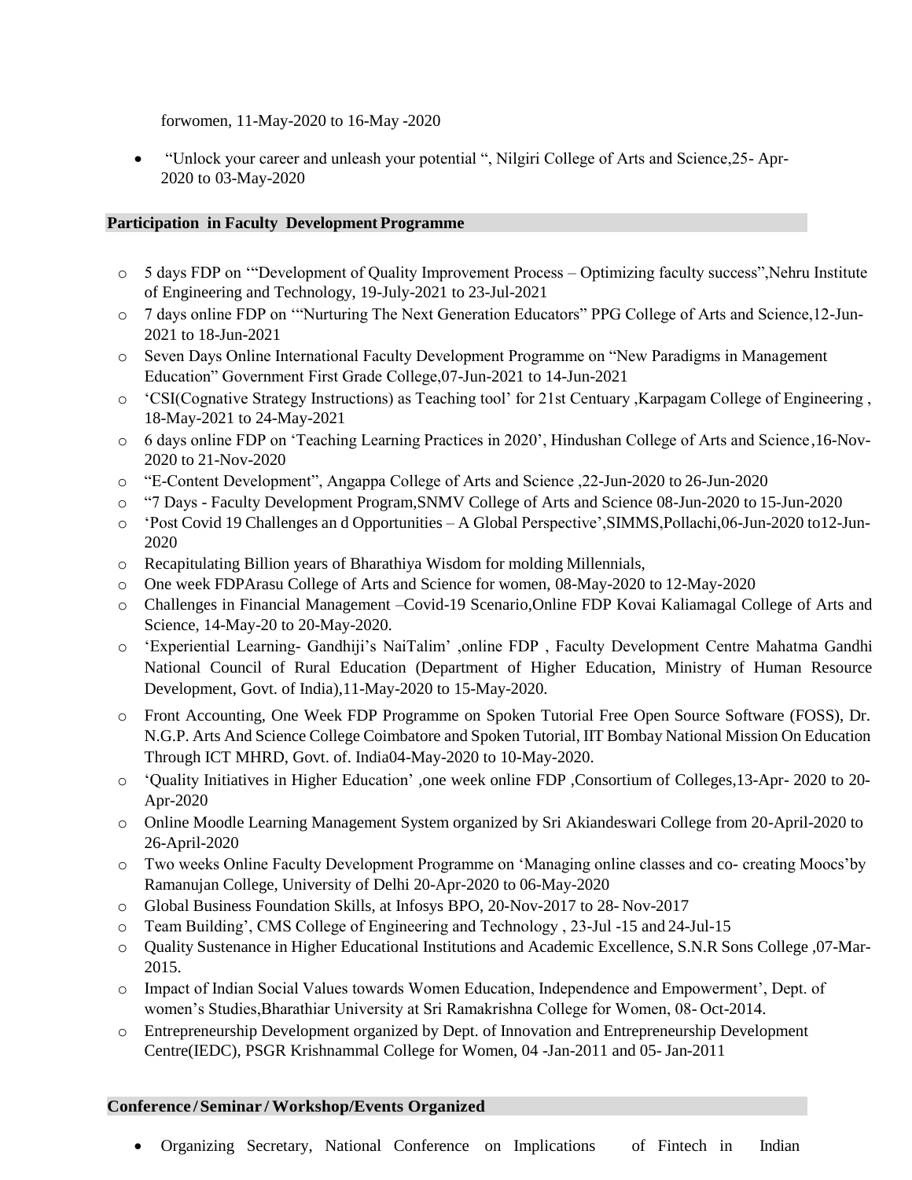forwomen, 11-May-2020 to 16-May -2020

- "Unlock your career and unleash your potential ", Nilgiri College of Arts and Science,25- Apr-2020 to 03-May-2020

**Participation in Faculty Development Programme**

- 5 days FDP on '"Development of Quality Improvement Process – Optimizing faculty success",Nehru Institute of Engineering and Technology, 19-July-2021 to 23-Jul-2021
- 7 days online FDP on '"Nurturing The Next Generation Educators" PPG College of Arts and Science,12-Jun-2021 to 18-Jun-2021
- Seven Days Online International Faculty Development Programme on "New Paradigms in Management Education" Government First Grade College,07-Jun-2021 to 14-Jun-2021
- 'CSI(Cognative Strategy Instructions) as Teaching tool' for 21st Centuary ,Karpagam College of Engineering , 18-May-2021 to 24-May-2021
- 6 days online FDP on 'Teaching Learning Practices in 2020', Hindushan College of Arts and Science ,16-Nov-2020 to 21-Nov-2020
- "E-Content Development", Angappa College of Arts and Science ,22-Jun-2020 to 26-Jun-2020
- "7 Days - Faculty Development Program,SNMV College of Arts and Science 08-Jun-2020 to 15-Jun-2020
- 'Post Covid 19 Challenges an d Opportunities – A Global Perspective',SIMMS,Pollachi,06-Jun-2020 to12-Jun-2020
- Recapitulating Billion years of Bharathiya Wisdom for molding Millennials,
- One week FDPArasu College of Arts and Science for women, 08-May-2020 to 12-May-2020
- Challenges in Financial Management –Covid-19 Scenario,Online FDP Kovai Kaliamagal College of Arts and Science, 14-May-20 to 20-May-2020.
- 'Experiential Learning- Gandhiji's NaiTalim' ,online FDP , Faculty Development Centre Mahatma Gandhi National Council of Rural Education (Department of Higher Education, Ministry of Human Resource Development, Govt. of India),11-May-2020 to 15-May-2020.
- Front Accounting, One Week FDP Programme on Spoken Tutorial Free Open Source Software (FOSS), Dr. N.G.P. Arts And Science College Coimbatore and Spoken Tutorial, IIT Bombay National Mission On Education Through ICT MHRD, Govt. of. India04-May-2020 to 10-May-2020.
- 'Quality Initiatives in Higher Education' ,one week online FDP ,Consortium of Colleges,13-Apr- 2020 to 20-Apr-2020
- Online Moodle Learning Management System organized by Sri Akiandeswari College from 20-April-2020 to 26-April-2020
- Two weeks Online Faculty Development Programme on 'Managing online classes and co- creating Moocs'by Ramanujan College, University of Delhi 20-Apr-2020 to 06-May-2020
- Global Business Foundation Skills, at Infosys BPO, 20-Nov-2017 to 28- Nov-2017
- Team Building', CMS College of Engineering and Technology , 23-Jul -15 and 24-Jul-15
- Quality Sustenance in Higher Educational Institutions and Academic Excellence, S.N.R Sons College ,07-Mar-2015.
- Impact of Indian Social Values towards Women Education, Independence and Empowerment', Dept. of women's Studies,Bharathiar University at Sri Ramakrishna College for Women, 08- Oct-2014.
- Entrepreneurship Development organized by Dept. of Innovation and Entrepreneurship Development Centre(IEDC), PSGR Krishnammal College for Women, 04 -Jan-2011 and 05- Jan-2011

**Conference / Seminar / Workshop/Events Organized**

- Organizing Secretary, National Conference on Implications of Fintech in Indian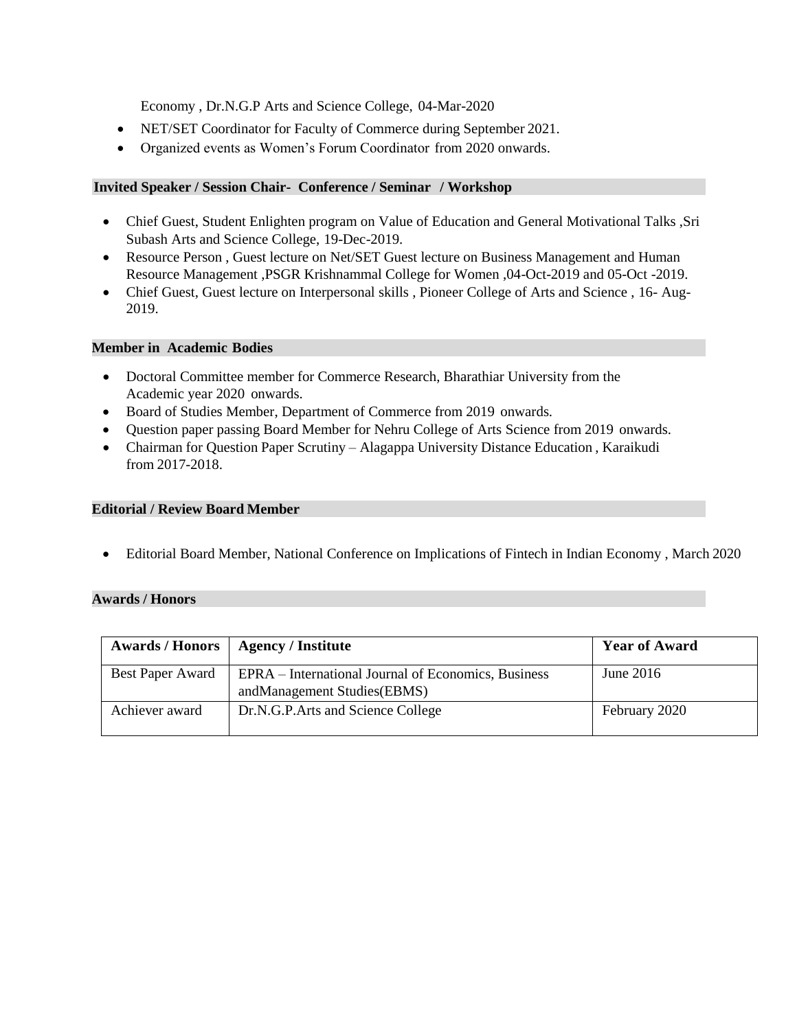Economy , Dr.N.G.P Arts and Science College, 04-Mar-2020

- NET/SET Coordinator for Faculty of Commerce during September 2021.
- Organized events as Women's Forum Coordinator from 2020 onwards.

## Invited Speaker / Session Chair- Conference / Seminar / Workshop

- Chief Guest, Student Enlighten program on Value of Education and General Motivational Talks ,Sri Subash Arts and Science College, 19-Dec-2019.
- Resource Person , Guest lecture on Net/SET Guest lecture on Business Management and Human Resource Management ,PSGR Krishnammal College for Women ,04-Oct-2019 and 05-Oct -2019.
- Chief Guest, Guest lecture on Interpersonal skills , Pioneer College of Arts and Science , 16- Aug-2019.

## Member in Academic Bodies

- Doctoral Committee member for Commerce Research, Bharathiar University from the Academic year 2020 onwards.
- Board of Studies Member, Department of Commerce from 2019 onwards.
- Question paper passing Board Member for Nehru College of Arts Science from 2019 onwards.
- Chairman for Question Paper Scrutiny – Alagappa University Distance Education , Karaikudi from 2017-2018.

## Editorial / Review Board Member

- Editorial Board Member, National Conference on Implications of Fintech in Indian Economy , March 2020

## Awards / Honors

| Awards / Honors | Agency / Institute | Year of Award |
|---|---|---|
| Best Paper Award | EPRA – International Journal of Economics, Business andManagement Studies(EBMS) | June 2016 |
| Achiever award | Dr.N.G.P.Arts and Science College | February 2020 |